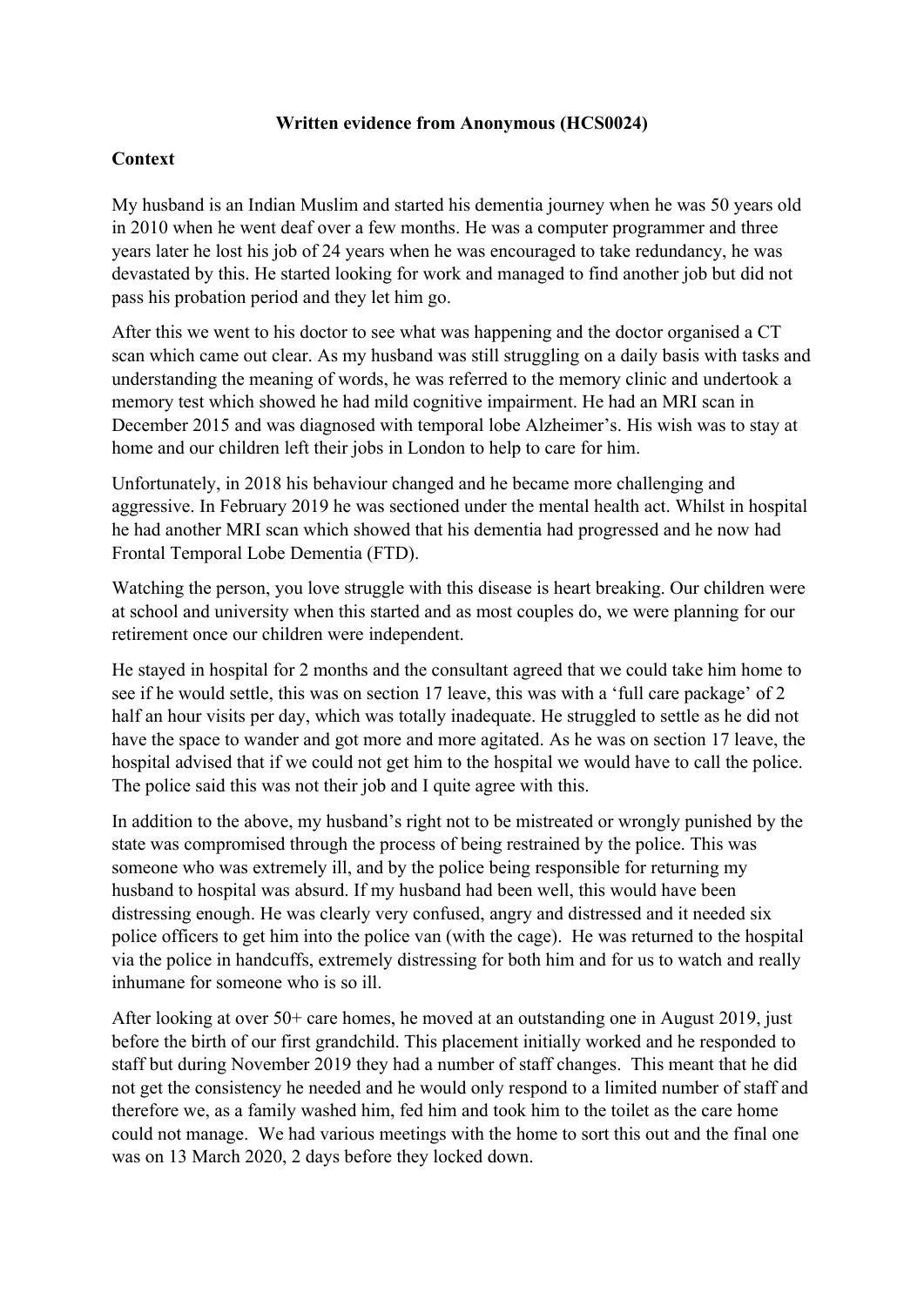**Written evidence from Anonymous (HCS0024)**

**Context**

My husband is an Indian Muslim and started his dementia journey when he was 50 years old in 2010 when he went deaf over a few months. He was a computer programmer and three years later he lost his job of 24 years when he was encouraged to take redundancy, he was devastated by this. He started looking for work and managed to find another job but did not pass his probation period and they let him go.

After this we went to his doctor to see what was happening and the doctor organised a CT scan which came out clear. As my husband was still struggling on a daily basis with tasks and understanding the meaning of words, he was referred to the memory clinic and undertook a memory test which showed he had mild cognitive impairment. He had an MRI scan in December 2015 and was diagnosed with temporal lobe Alzheimer's. His wish was to stay at home and our children left their jobs in London to help to care for him.

Unfortunately, in 2018 his behaviour changed and he became more challenging and aggressive. In February 2019 he was sectioned under the mental health act. Whilst in hospital he had another MRI scan which showed that his dementia had progressed and he now had Frontal Temporal Lobe Dementia (FTD).

Watching the person, you love struggle with this disease is heart breaking. Our children were at school and university when this started and as most couples do, we were planning for our retirement once our children were independent.

He stayed in hospital for 2 months and the consultant agreed that we could take him home to see if he would settle, this was on section 17 leave, this was with a 'full care package' of 2 half an hour visits per day, which was totally inadequate. He struggled to settle as he did not have the space to wander and got more and more agitated. As he was on section 17 leave, the hospital advised that if we could not get him to the hospital we would have to call the police. The police said this was not their job and I quite agree with this.

In addition to the above, my husband's right not to be mistreated or wrongly punished by the state was compromised through the process of being restrained by the police. This was someone who was extremely ill, and by the police being responsible for returning my husband to hospital was absurd. If my husband had been well, this would have been distressing enough. He was clearly very confused, angry and distressed and it needed six police officers to get him into the police van (with the cage). He was returned to the hospital via the police in handcuffs, extremely distressing for both him and for us to watch and really inhumane for someone who is so ill.

After looking at over 50+ care homes, he moved at an outstanding one in August 2019, just before the birth of our first grandchild. This placement initially worked and he responded to staff but during November 2019 they had a number of staff changes. This meant that he did not get the consistency he needed and he would only respond to a limited number of staff and therefore we, as a family washed him, fed him and took him to the toilet as the care home could not manage. We had various meetings with the home to sort this out and the final one was on 13 March 2020, 2 days before they locked down.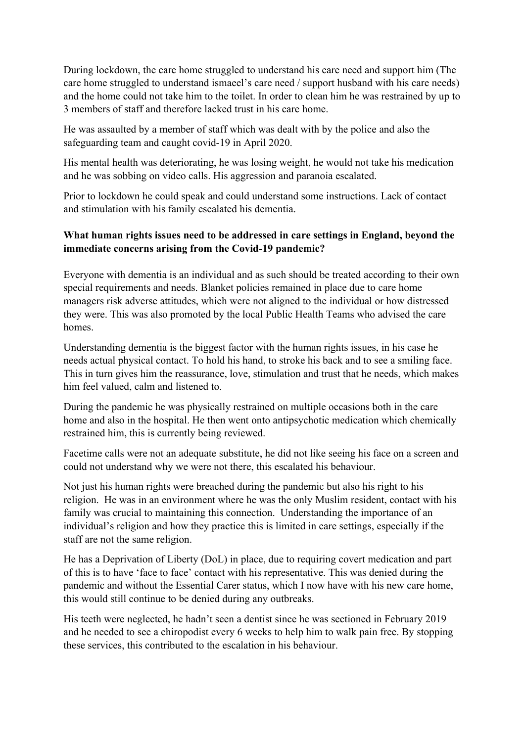During lockdown, the care home struggled to understand his care need and support him (The care home struggled to understand ismaeel's care need / support husband with his care needs) and the home could not take him to the toilet. In order to clean him he was restrained by up to 3 members of staff and therefore lacked trust in his care home.

He was assaulted by a member of staff which was dealt with by the police and also the safeguarding team and caught covid-19 in April 2020.

His mental health was deteriorating, he was losing weight, he would not take his medication and he was sobbing on video calls. His aggression and paranoia escalated.

Prior to lockdown he could speak and could understand some instructions. Lack of contact and stimulation with his family escalated his dementia.

**What human rights issues need to be addressed in care settings in England, beyond the immediate concerns arising from the Covid-19 pandemic?**

Everyone with dementia is an individual and as such should be treated according to their own special requirements and needs. Blanket policies remained in place due to care home managers risk adverse attitudes, which were not aligned to the individual or how distressed they were. This was also promoted by the local Public Health Teams who advised the care homes.

Understanding dementia is the biggest factor with the human rights issues, in his case he needs actual physical contact. To hold his hand, to stroke his back and to see a smiling face. This in turn gives him the reassurance, love, stimulation and trust that he needs, which makes him feel valued, calm and listened to.

During the pandemic he was physically restrained on multiple occasions both in the care home and also in the hospital. He then went onto antipsychotic medication which chemically restrained him, this is currently being reviewed.

Facetime calls were not an adequate substitute, he did not like seeing his face on a screen and could not understand why we were not there, this escalated his behaviour.

Not just his human rights were breached during the pandemic but also his right to his religion. He was in an environment where he was the only Muslim resident, contact with his family was crucial to maintaining this connection. Understanding the importance of an individual's religion and how they practice this is limited in care settings, especially if the staff are not the same religion.

He has a Deprivation of Liberty (DoL) in place, due to requiring covert medication and part of this is to have 'face to face' contact with his representative. This was denied during the pandemic and without the Essential Carer status, which I now have with his new care home, this would still continue to be denied during any outbreaks.

His teeth were neglected, he hadn't seen a dentist since he was sectioned in February 2019 and he needed to see a chiropodist every 6 weeks to help him to walk pain free. By stopping these services, this contributed to the escalation in his behaviour.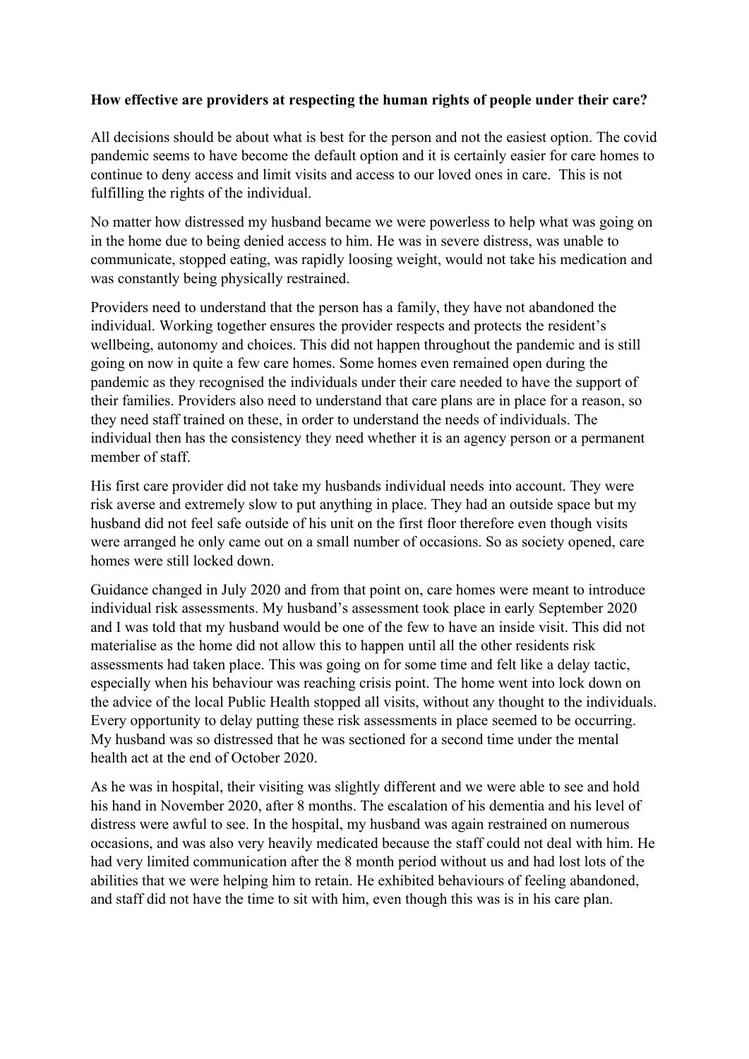**How effective are providers at respecting the human rights of people under their care?**

All decisions should be about what is best for the person and not the easiest option. The covid pandemic seems to have become the default option and it is certainly easier for care homes to continue to deny access and limit visits and access to our loved ones in care. This is not fulfilling the rights of the individual.

No matter how distressed my husband became we were powerless to help what was going on in the home due to being denied access to him. He was in severe distress, was unable to communicate, stopped eating, was rapidly loosing weight, would not take his medication and was constantly being physically restrained.

Providers need to understand that the person has a family, they have not abandoned the individual. Working together ensures the provider respects and protects the resident's wellbeing, autonomy and choices. This did not happen throughout the pandemic and is still going on now in quite a few care homes. Some homes even remained open during the pandemic as they recognised the individuals under their care needed to have the support of their families. Providers also need to understand that care plans are in place for a reason, so they need staff trained on these, in order to understand the needs of individuals. The individual then has the consistency they need whether it is an agency person or a permanent member of staff.

His first care provider did not take my husbands individual needs into account. They were risk averse and extremely slow to put anything in place. They had an outside space but my husband did not feel safe outside of his unit on the first floor therefore even though visits were arranged he only came out on a small number of occasions. So as society opened, care homes were still locked down.

Guidance changed in July 2020 and from that point on, care homes were meant to introduce individual risk assessments. My husband's assessment took place in early September 2020 and I was told that my husband would be one of the few to have an inside visit. This did not materialise as the home did not allow this to happen until all the other residents risk assessments had taken place. This was going on for some time and felt like a delay tactic, especially when his behaviour was reaching crisis point. The home went into lock down on the advice of the local Public Health stopped all visits, without any thought to the individuals. Every opportunity to delay putting these risk assessments in place seemed to be occurring. My husband was so distressed that he was sectioned for a second time under the mental health act at the end of October 2020.

As he was in hospital, their visiting was slightly different and we were able to see and hold his hand in November 2020, after 8 months. The escalation of his dementia and his level of distress were awful to see. In the hospital, my husband was again restrained on numerous occasions, and was also very heavily medicated because the staff could not deal with him. He had very limited communication after the 8 month period without us and had lost lots of the abilities that we were helping him to retain. He exhibited behaviours of feeling abandoned, and staff did not have the time to sit with him, even though this was is in his care plan.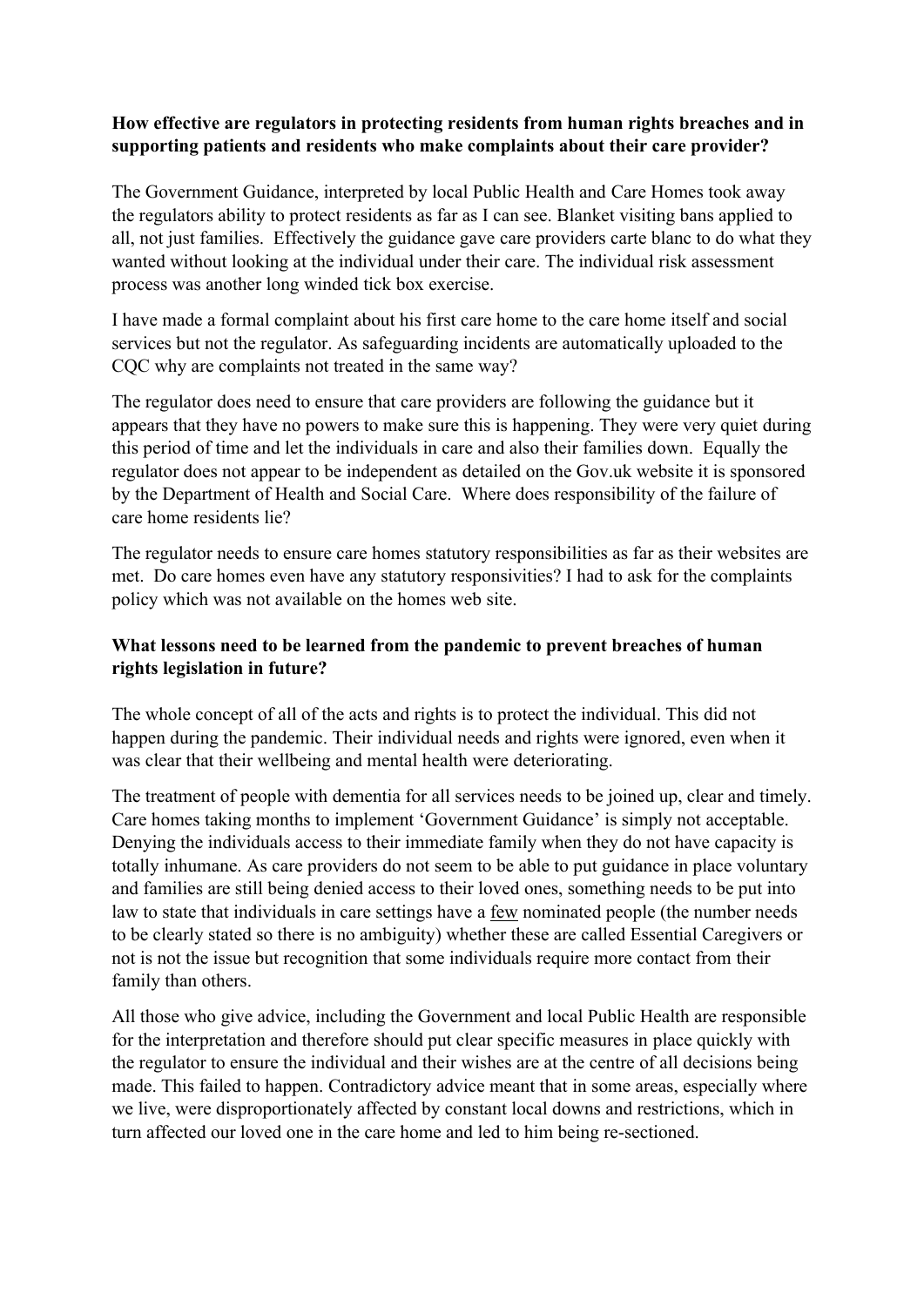**How effective are regulators in protecting residents from human rights breaches and in supporting patients and residents who make complaints about their care provider?**

The Government Guidance, interpreted by local Public Health and Care Homes took away the regulators ability to protect residents as far as I can see. Blanket visiting bans applied to all, not just families. Effectively the guidance gave care providers carte blanc to do what they wanted without looking at the individual under their care. The individual risk assessment process was another long winded tick box exercise.

I have made a formal complaint about his first care home to the care home itself and social services but not the regulator. As safeguarding incidents are automatically uploaded to the CQC why are complaints not treated in the same way?

The regulator does need to ensure that care providers are following the guidance but it appears that they have no powers to make sure this is happening. They were very quiet during this period of time and let the individuals in care and also their families down. Equally the regulator does not appear to be independent as detailed on the Gov.uk website it is sponsored by the Department of Health and Social Care. Where does responsibility of the failure of care home residents lie?

The regulator needs to ensure care homes statutory responsibilities as far as their websites are met. Do care homes even have any statutory responsivities? I had to ask for the complaints policy which was not available on the homes web site.

**What lessons need to be learned from the pandemic to prevent breaches of human rights legislation in future?**

The whole concept of all of the acts and rights is to protect the individual. This did not happen during the pandemic. Their individual needs and rights were ignored, even when it was clear that their wellbeing and mental health were deteriorating.

The treatment of people with dementia for all services needs to be joined up, clear and timely. Care homes taking months to implement 'Government Guidance' is simply not acceptable. Denying the individuals access to their immediate family when they do not have capacity is totally inhumane. As care providers do not seem to be able to put guidance in place voluntary and families are still being denied access to their loved ones, something needs to be put into law to state that individuals in care settings have a <u>few</u> nominated people (the number needs to be clearly stated so there is no ambiguity) whether these are called Essential Caregivers or not is not the issue but recognition that some individuals require more contact from their family than others.

All those who give advice, including the Government and local Public Health are responsible for the interpretation and therefore should put clear specific measures in place quickly with the regulator to ensure the individual and their wishes are at the centre of all decisions being made. This failed to happen. Contradictory advice meant that in some areas, especially where we live, were disproportionately affected by constant local downs and restrictions, which in turn affected our loved one in the care home and led to him being re-sectioned.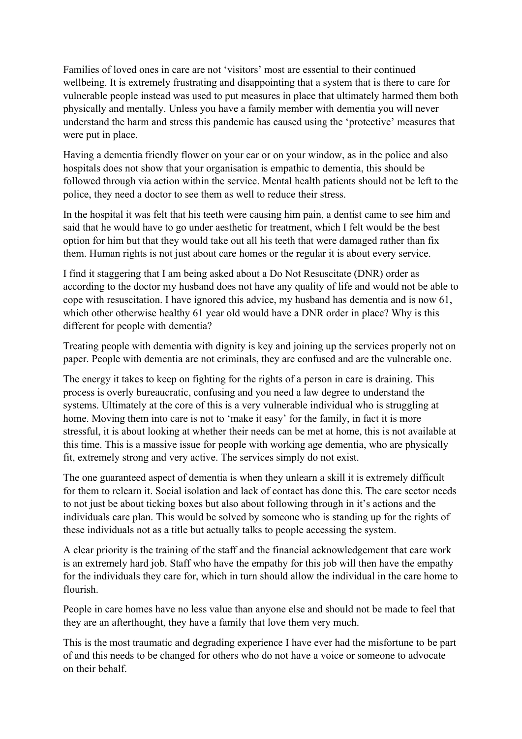Families of loved ones in care are not 'visitors' most are essential to their continued wellbeing. It is extremely frustrating and disappointing that a system that is there to care for vulnerable people instead was used to put measures in place that ultimately harmed them both physically and mentally. Unless you have a family member with dementia you will never understand the harm and stress this pandemic has caused using the 'protective' measures that were put in place.

Having a dementia friendly flower on your car or on your window, as in the police and also hospitals does not show that your organisation is empathic to dementia, this should be followed through via action within the service. Mental health patients should not be left to the police, they need a doctor to see them as well to reduce their stress.

In the hospital it was felt that his teeth were causing him pain, a dentist came to see him and said that he would have to go under aesthetic for treatment, which I felt would be the best option for him but that they would take out all his teeth that were damaged rather than fix them. Human rights is not just about care homes or the regular it is about every service.

I find it staggering that I am being asked about a Do Not Resuscitate (DNR) order as according to the doctor my husband does not have any quality of life and would not be able to cope with resuscitation. I have ignored this advice, my husband has dementia and is now 61, which other otherwise healthy 61 year old would have a DNR order in place? Why is this different for people with dementia?

Treating people with dementia with dignity is key and joining up the services properly not on paper. People with dementia are not criminals, they are confused and are the vulnerable one.

The energy it takes to keep on fighting for the rights of a person in care is draining. This process is overly bureaucratic, confusing and you need a law degree to understand the systems. Ultimately at the core of this is a very vulnerable individual who is struggling at home. Moving them into care is not to 'make it easy' for the family, in fact it is more stressful, it is about looking at whether their needs can be met at home, this is not available at this time. This is a massive issue for people with working age dementia, who are physically fit, extremely strong and very active. The services simply do not exist.

The one guaranteed aspect of dementia is when they unlearn a skill it is extremely difficult for them to relearn it. Social isolation and lack of contact has done this. The care sector needs to not just be about ticking boxes but also about following through in it's actions and the individuals care plan. This would be solved by someone who is standing up for the rights of these individuals not as a title but actually talks to people accessing the system.

A clear priority is the training of the staff and the financial acknowledgement that care work is an extremely hard job. Staff who have the empathy for this job will then have the empathy for the individuals they care for, which in turn should allow the individual in the care home to flourish.

People in care homes have no less value than anyone else and should not be made to feel that they are an afterthought, they have a family that love them very much.

This is the most traumatic and degrading experience I have ever had the misfortune to be part of and this needs to be changed for others who do not have a voice or someone to advocate on their behalf.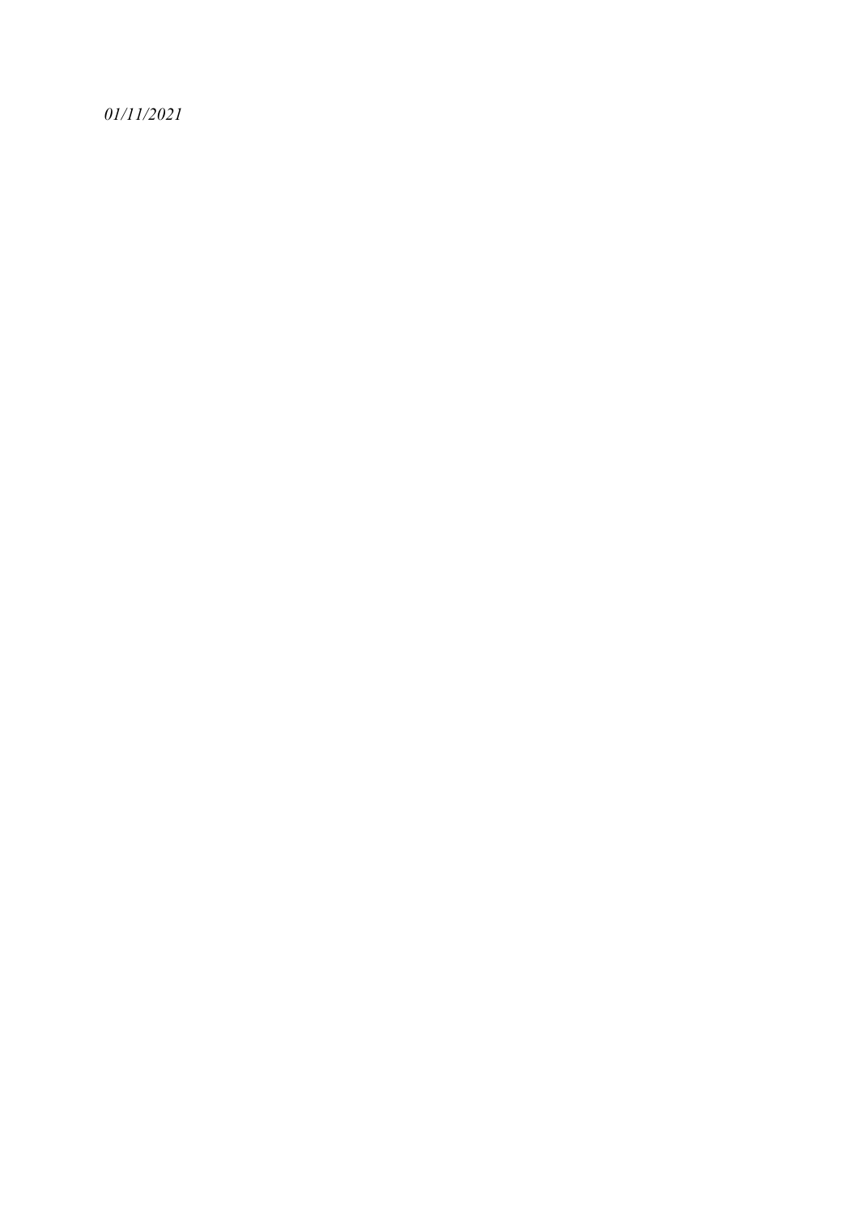*01/11/2021*